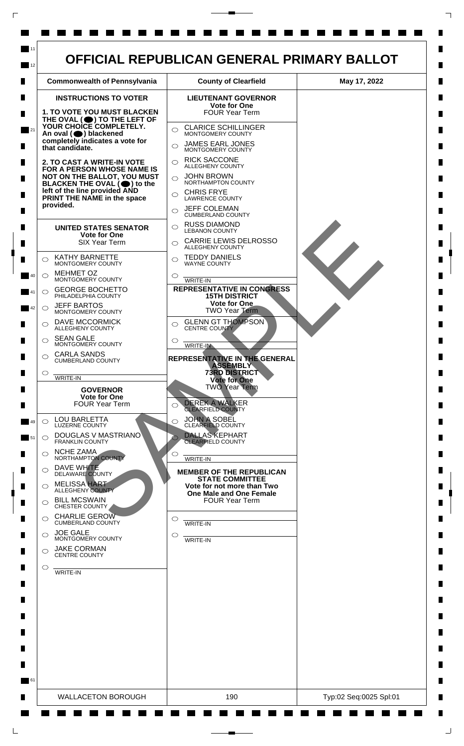# OFFICIAL REPUBLICAN GENERAL PRIMARY BALLOT

| Commonwealth of Pennsylvania | County of Clearfield | May 17, 2022 |
|---|---|---|

## INSTRUCTIONS TO VOTER

**1. TO VOTE YOU MUST BLACKEN THE OVAL (●) TO THE LEFT OF YOUR CHOICE COMPLETELY. An oval (●) blackened completely indicates a vote for that candidate.**

**2. TO CAST A WRITE-IN VOTE FOR A PERSON WHOSE NAME IS NOT ON THE BALLOT, YOU MUST BLACKEN THE OVAL (●) to the left of the line provided AND PRINT THE NAME in the space provided.**

## UNITED STATES SENATOR

**Vote for One**
SIX Year Term

- ○ KATHY BARNETTE — MONTGOMERY COUNTY
- ○ MEHMET OZ — MONTGOMERY COUNTY
- ○ GEORGE BOCHETTO — PHILADELPHIA COUNTY
- ○ JEFF BARTOS — MONTGOMERY COUNTY
- ○ DAVE MCCORMICK — ALLEGHENY COUNTY
- ○ SEAN GALE — MONTGOMERY COUNTY
- ○ CARLA SANDS — CUMBERLAND COUNTY
- ○ ________ WRITE-IN

## GOVERNOR

**Vote for One**
FOUR Year Term

- ○ LOU BARLETTA — LUZERNE COUNTY
- ○ DOUGLAS V MASTRIANO — FRANKLIN COUNTY
- ○ NCHE ZAMA — NORTHAMPTON COUNTY
- ○ DAVE WHITE — DELAWARE COUNTY
- ○ MELISSA HART — ALLEGHENY COUNTY
- ○ BILL MCSWAIN — CHESTER COUNTY
- ○ CHARLIE GEROW — CUMBERLAND COUNTY
- ○ JOE GALE — MONTGOMERY COUNTY
- ○ JAKE CORMAN — CENTRE COUNTY
- ○ ________ WRITE-IN

## LIEUTENANT GOVERNOR

**Vote for One**
FOUR Year Term

- ○ CLARICE SCHILLINGER — MONTGOMERY COUNTY
- ○ JAMES EARL JONES — MONTGOMERY COUNTY
- ○ RICK SACCONE — ALLEGHENY COUNTY
- ○ JOHN BROWN — NORTHAMPTON COUNTY
- ○ CHRIS FRYE — LAWRENCE COUNTY
- ○ JEFF COLEMAN — CUMBERLAND COUNTY
- ○ RUSS DIAMOND — LEBANON COUNTY
- ○ CARRIE LEWIS DELROSSO — ALLEGHENY COUNTY
- ○ TEDDY DANIELS — WAYNE COUNTY
- ○ ________ WRITE-IN

## REPRESENTATIVE IN CONGRESS 15TH DISTRICT

**Vote for One**
TWO Year Term

- ○ GLENN GT THOMPSON — CENTRE COUNTY
- ○ ________ WRITE-IN

## REPRESENTATIVE IN THE GENERAL ASSEMBLY 73RD DISTRICT

**Vote for One**
TWO Year Term

- ○ DEREK A WALKER — CLEARFIELD COUNTY
- ○ JOHN A SOBEL — CLEARFIELD COUNTY
- ○ DALLAS KEPHART — CLEARFIELD COUNTY
- ○ ________ WRITE-IN

## MEMBER OF THE REPUBLICAN STATE COMMITTEE

**Vote for not more than Two**
**One Male and One Female**
FOUR Year Term

- ○ ________ WRITE-IN
- ○ ________ WRITE-IN

SAMPLE

| WALLACETON BOROUGH | 190 | Typ:02 Seq:0025 Spl:01 |
|---|---|---|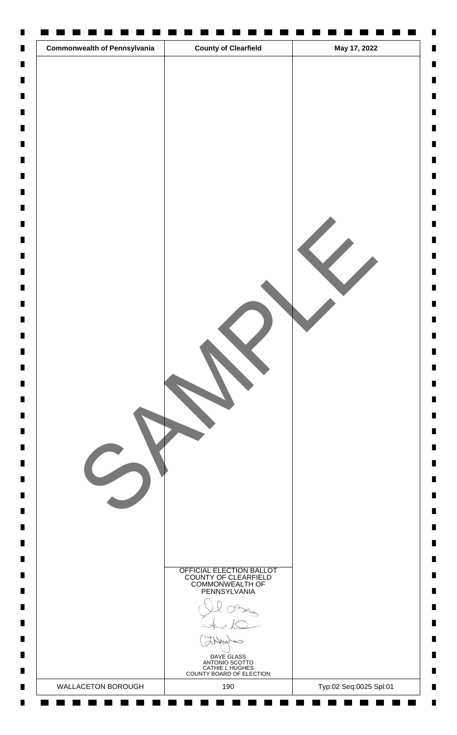| Commonwealth of Pennsylvania | County of Clearfield | May 17, 2022 |
|---|---|---|
| | SAMPLE | |
| | OFFICIAL ELECTION BALLOT<br>COUNTY OF CLEARFIELD<br>COMMONWEALTH OF PENNSYLVANIA<br><br>DAVE GLASS<br>ANTONIO SCOTTO<br>CATHIE L HUGHES<br>COUNTY BOARD OF ELECTION | |
| WALLACETON BOROUGH | 190 | Typ:02 Seq:0025 Spl:01 |